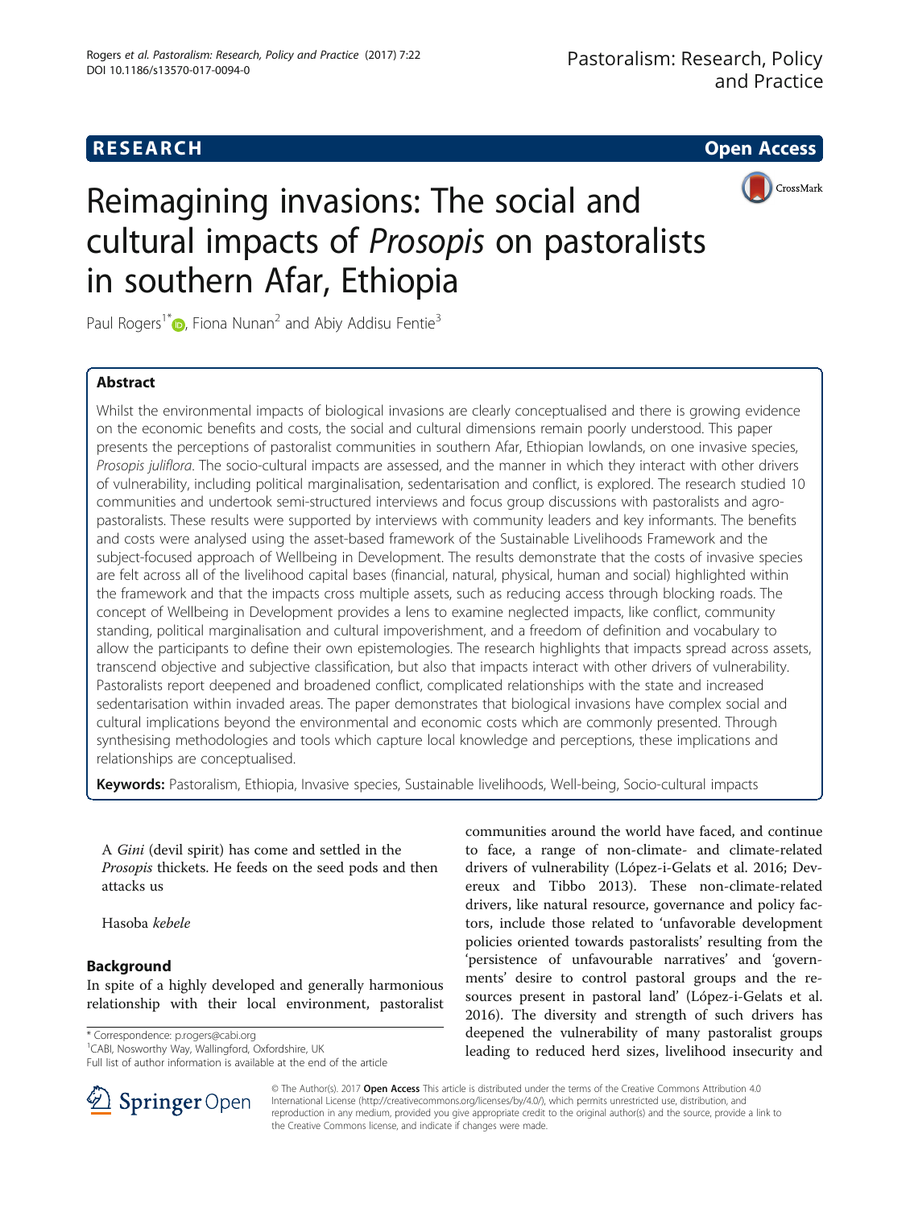**RESEARCH** **Open Access**

# Reimagining invasions: The social and cultural impacts of *Prosopis* on pastoralists in southern Afar, Ethiopia

Paul Rogers[1*], Fiona Nunan[2] and Abiy Addisu Fentie[3]

## Abstract

Whilst the environmental impacts of biological invasions are clearly conceptualised and there is growing evidence on the economic benefits and costs, the social and cultural dimensions remain poorly understood. This paper presents the perceptions of pastoralist communities in southern Afar, Ethiopian lowlands, on one invasive species, *Prosopis juliflora*. The socio-cultural impacts are assessed, and the manner in which they interact with other drivers of vulnerability, including political marginalisation, sedentarisation and conflict, is explored. The research studied 10 communities and undertook semi-structured interviews and focus group discussions with pastoralists and agro-pastoralists. These results were supported by interviews with community leaders and key informants. The benefits and costs were analysed using the asset-based framework of the Sustainable Livelihoods Framework and the subject-focused approach of Wellbeing in Development. The results demonstrate that the costs of invasive species are felt across all of the livelihood capital bases (financial, natural, physical, human and social) highlighted within the framework and that the impacts cross multiple assets, such as reducing access through blocking roads. The concept of Wellbeing in Development provides a lens to examine neglected impacts, like conflict, community standing, political marginalisation and cultural impoverishment, and a freedom of definition and vocabulary to allow the participants to define their own epistemologies. The research highlights that impacts spread across assets, transcend objective and subjective classification, but also that impacts interact with other drivers of vulnerability. Pastoralists report deepened and broadened conflict, complicated relationships with the state and increased sedentarisation within invaded areas. The paper demonstrates that biological invasions have complex social and cultural implications beyond the environmental and economic costs which are commonly presented. Through synthesising methodologies and tools which capture local knowledge and perceptions, these implications and relationships are conceptualised.

**Keywords:** Pastoralism, Ethiopia, Invasive species, Sustainable livelihoods, Well-being, Socio-cultural impacts

> A *Gini* (devil spirit) has come and settled in the *Prosopis* thickets. He feeds on the seed pods and then attacks us
>
> Hasoba *kebele*

## Background

In spite of a highly developed and generally harmonious relationship with their local environment, pastoralist communities around the world have faced, and continue to face, a range of non-climate- and climate-related drivers of vulnerability (López-i-Gelats et al. 2016; Devereux and Tibbo 2013). These non-climate-related drivers, like natural resource, governance and policy factors, include those related to 'unfavorable development policies oriented towards pastoralists' resulting from the 'persistence of unfavourable narratives' and 'governments' desire to control pastoral groups and the resources present in pastoral land' (López-i-Gelats et al. 2016). The diversity and strength of such drivers has deepened the vulnerability of many pastoralist groups leading to reduced herd sizes, livelihood insecurity and

\* Correspondence: p.rogers@cabi.org
[1]CABI, Nosworthy Way, Wallingford, Oxfordshire, UK
Full list of author information is available at the end of the article

© The Author(s). 2017 **Open Access** This article is distributed under the terms of the Creative Commons Attribution 4.0 International License (http://creativecommons.org/licenses/by/4.0/), which permits unrestricted use, distribution, and reproduction in any medium, provided you give appropriate credit to the original author(s) and the source, provide a link to the Creative Commons license, and indicate if changes were made.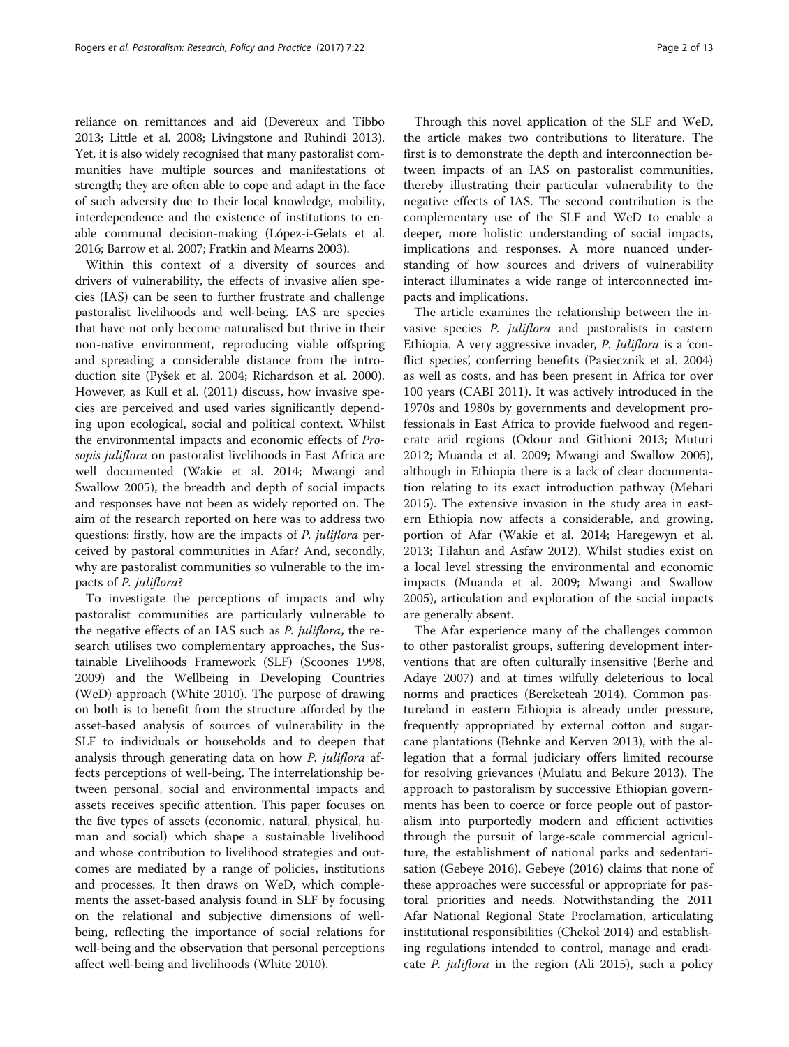reliance on remittances and aid (Devereux and Tibbo 2013; Little et al. 2008; Livingstone and Ruhindi 2013). Yet, it is also widely recognised that many pastoralist communities have multiple sources and manifestations of strength; they are often able to cope and adapt in the face of such adversity due to their local knowledge, mobility, interdependence and the existence of institutions to enable communal decision-making (López-i-Gelats et al. 2016; Barrow et al. 2007; Fratkin and Mearns 2003).

Within this context of a diversity of sources and drivers of vulnerability, the effects of invasive alien species (IAS) can be seen to further frustrate and challenge pastoralist livelihoods and well-being. IAS are species that have not only become naturalised but thrive in their non-native environment, reproducing viable offspring and spreading a considerable distance from the introduction site (Pyšek et al. 2004; Richardson et al. 2000). However, as Kull et al. (2011) discuss, how invasive species are perceived and used varies significantly depending upon ecological, social and political context. Whilst the environmental impacts and economic effects of *Prosopis juliflora* on pastoralist livelihoods in East Africa are well documented (Wakie et al. 2014; Mwangi and Swallow 2005), the breadth and depth of social impacts and responses have not been as widely reported on. The aim of the research reported on here was to address two questions: firstly, how are the impacts of *P. juliflora* perceived by pastoral communities in Afar? And, secondly, why are pastoralist communities so vulnerable to the impacts of *P. juliflora*?

To investigate the perceptions of impacts and why pastoralist communities are particularly vulnerable to the negative effects of an IAS such as *P. juliflora*, the research utilises two complementary approaches, the Sustainable Livelihoods Framework (SLF) (Scoones 1998, 2009) and the Wellbeing in Developing Countries (WeD) approach (White 2010). The purpose of drawing on both is to benefit from the structure afforded by the asset-based analysis of sources of vulnerability in the SLF to individuals or households and to deepen that analysis through generating data on how *P. juliflora* affects perceptions of well-being. The interrelationship between personal, social and environmental impacts and assets receives specific attention. This paper focuses on the five types of assets (economic, natural, physical, human and social) which shape a sustainable livelihood and whose contribution to livelihood strategies and outcomes are mediated by a range of policies, institutions and processes. It then draws on WeD, which complements the asset-based analysis found in SLF by focusing on the relational and subjective dimensions of well-being, reflecting the importance of social relations for well-being and the observation that personal perceptions affect well-being and livelihoods (White 2010).

Through this novel application of the SLF and WeD, the article makes two contributions to literature. The first is to demonstrate the depth and interconnection between impacts of an IAS on pastoralist communities, thereby illustrating their particular vulnerability to the negative effects of IAS. The second contribution is the complementary use of the SLF and WeD to enable a deeper, more holistic understanding of social impacts, implications and responses. A more nuanced understanding of how sources and drivers of vulnerability interact illuminates a wide range of interconnected impacts and implications.

The article examines the relationship between the invasive species *P. juliflora* and pastoralists in eastern Ethiopia. A very aggressive invader, *P. Juliflora* is a 'conflict species', conferring benefits (Pasiecznik et al. 2004) as well as costs, and has been present in Africa for over 100 years (CABI 2011). It was actively introduced in the 1970s and 1980s by governments and development professionals in East Africa to provide fuelwood and regenerate arid regions (Odour and Githioni 2013; Muturi 2012; Muanda et al. 2009; Mwangi and Swallow 2005), although in Ethiopia there is a lack of clear documentation relating to its exact introduction pathway (Mehari 2015). The extensive invasion in the study area in eastern Ethiopia now affects a considerable, and growing, portion of Afar (Wakie et al. 2014; Haregewyn et al. 2013; Tilahun and Asfaw 2012). Whilst studies exist on a local level stressing the environmental and economic impacts (Muanda et al. 2009; Mwangi and Swallow 2005), articulation and exploration of the social impacts are generally absent.

The Afar experience many of the challenges common to other pastoralist groups, suffering development interventions that are often culturally insensitive (Berhe and Adaye 2007) and at times wilfully deleterious to local norms and practices (Bereketeah 2014). Common pastureland in eastern Ethiopia is already under pressure, frequently appropriated by external cotton and sugarcane plantations (Behnke and Kerven 2013), with the allegation that a formal judiciary offers limited recourse for resolving grievances (Mulatu and Bekure 2013). The approach to pastoralism by successive Ethiopian governments has been to coerce or force people out of pastoralism into purportedly modern and efficient activities through the pursuit of large-scale commercial agriculture, the establishment of national parks and sedentarisation (Gebeye 2016). Gebeye (2016) claims that none of these approaches were successful or appropriate for pastoral priorities and needs. Notwithstanding the 2011 Afar National Regional State Proclamation, articulating institutional responsibilities (Chekol 2014) and establishing regulations intended to control, manage and eradicate *P. juliflora* in the region (Ali 2015), such a policy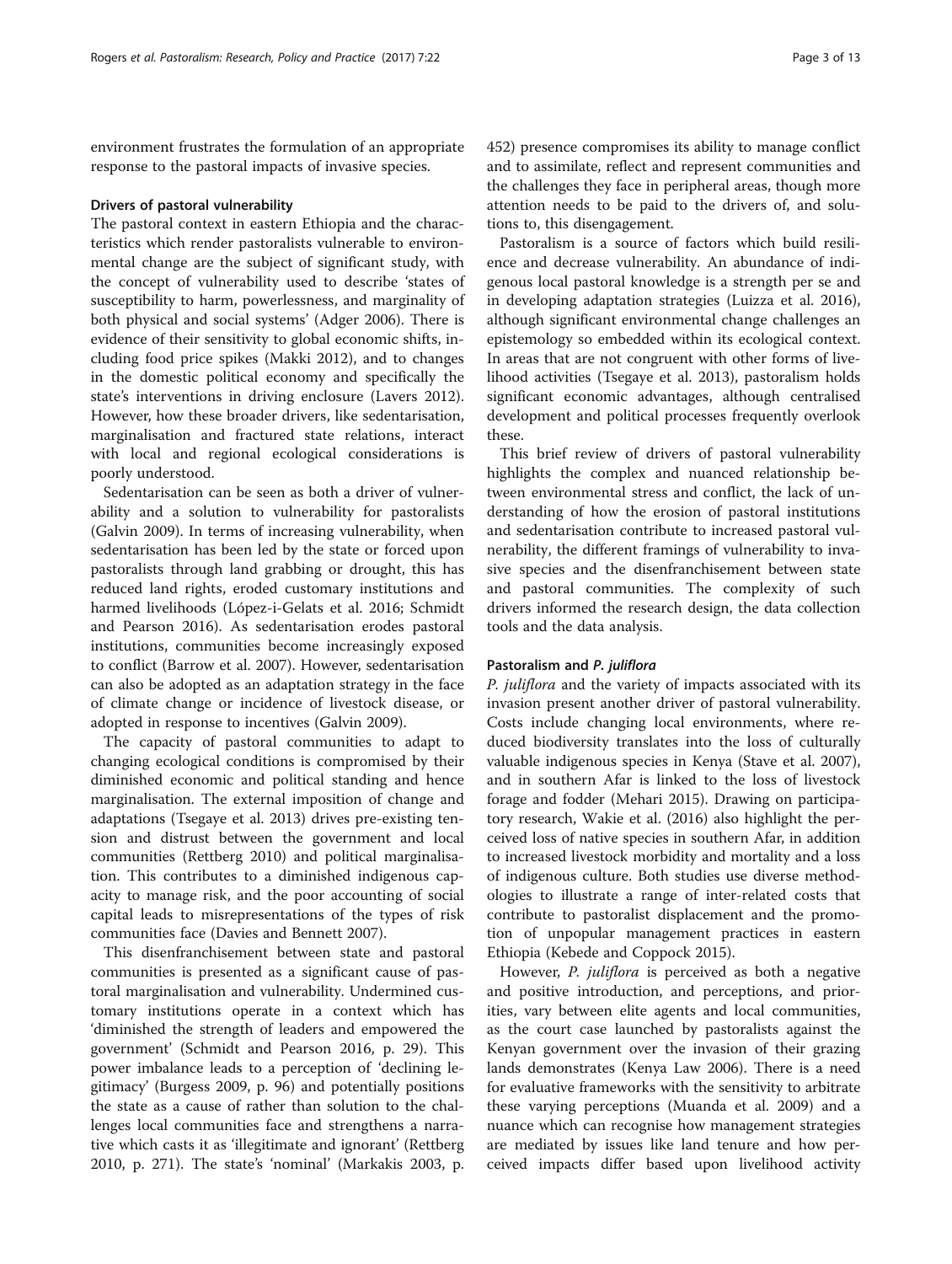environment frustrates the formulation of an appropriate response to the pastoral impacts of invasive species.

### Drivers of pastoral vulnerability

The pastoral context in eastern Ethiopia and the characteristics which render pastoralists vulnerable to environmental change are the subject of significant study, with the concept of vulnerability used to describe 'states of susceptibility to harm, powerlessness, and marginality of both physical and social systems' (Adger 2006). There is evidence of their sensitivity to global economic shifts, including food price spikes (Makki 2012), and to changes in the domestic political economy and specifically the state's interventions in driving enclosure (Lavers 2012). However, how these broader drivers, like sedentarisation, marginalisation and fractured state relations, interact with local and regional ecological considerations is poorly understood.

Sedentarisation can be seen as both a driver of vulnerability and a solution to vulnerability for pastoralists (Galvin 2009). In terms of increasing vulnerability, when sedentarisation has been led by the state or forced upon pastoralists through land grabbing or drought, this has reduced land rights, eroded customary institutions and harmed livelihoods (López-i-Gelats et al. 2016; Schmidt and Pearson 2016). As sedentarisation erodes pastoral institutions, communities become increasingly exposed to conflict (Barrow et al. 2007). However, sedentarisation can also be adopted as an adaptation strategy in the face of climate change or incidence of livestock disease, or adopted in response to incentives (Galvin 2009).

The capacity of pastoral communities to adapt to changing ecological conditions is compromised by their diminished economic and political standing and hence marginalisation. The external imposition of change and adaptations (Tsegaye et al. 2013) drives pre-existing tension and distrust between the government and local communities (Rettberg 2010) and political marginalisation. This contributes to a diminished indigenous capacity to manage risk, and the poor accounting of social capital leads to misrepresentations of the types of risk communities face (Davies and Bennett 2007).

This disenfranchisement between state and pastoral communities is presented as a significant cause of pastoral marginalisation and vulnerability. Undermined customary institutions operate in a context which has 'diminished the strength of leaders and empowered the government' (Schmidt and Pearson 2016, p. 29). This power imbalance leads to a perception of 'declining legitimacy' (Burgess 2009, p. 96) and potentially positions the state as a cause of rather than solution to the challenges local communities face and strengthens a narrative which casts it as 'illegitimate and ignorant' (Rettberg 2010, p. 271). The state's 'nominal' (Markakis 2003, p. 452) presence compromises its ability to manage conflict and to assimilate, reflect and represent communities and the challenges they face in peripheral areas, though more attention needs to be paid to the drivers of, and solutions to, this disengagement.

Pastoralism is a source of factors which build resilience and decrease vulnerability. An abundance of indigenous local pastoral knowledge is a strength per se and in developing adaptation strategies (Luizza et al. 2016), although significant environmental change challenges an epistemology so embedded within its ecological context. In areas that are not congruent with other forms of livelihood activities (Tsegaye et al. 2013), pastoralism holds significant economic advantages, although centralised development and political processes frequently overlook these.

This brief review of drivers of pastoral vulnerability highlights the complex and nuanced relationship between environmental stress and conflict, the lack of understanding of how the erosion of pastoral institutions and sedentarisation contribute to increased pastoral vulnerability, the different framings of vulnerability to invasive species and the disenfranchisement between state and pastoral communities. The complexity of such drivers informed the research design, the data collection tools and the data analysis.

### Pastoralism and *P. juliflora*

*P. juliflora* and the variety of impacts associated with its invasion present another driver of pastoral vulnerability. Costs include changing local environments, where reduced biodiversity translates into the loss of culturally valuable indigenous species in Kenya (Stave et al. 2007), and in southern Afar is linked to the loss of livestock forage and fodder (Mehari 2015). Drawing on participatory research, Wakie et al. (2016) also highlight the perceived loss of native species in southern Afar, in addition to increased livestock morbidity and mortality and a loss of indigenous culture. Both studies use diverse methodologies to illustrate a range of inter-related costs that contribute to pastoralist displacement and the promotion of unpopular management practices in eastern Ethiopia (Kebede and Coppock 2015).

However, *P. juliflora* is perceived as both a negative and positive introduction, and perceptions, and priorities, vary between elite agents and local communities, as the court case launched by pastoralists against the Kenyan government over the invasion of their grazing lands demonstrates (Kenya Law 2006). There is a need for evaluative frameworks with the sensitivity to arbitrate these varying perceptions (Muanda et al. 2009) and a nuance which can recognise how management strategies are mediated by issues like land tenure and how perceived impacts differ based upon livelihood activity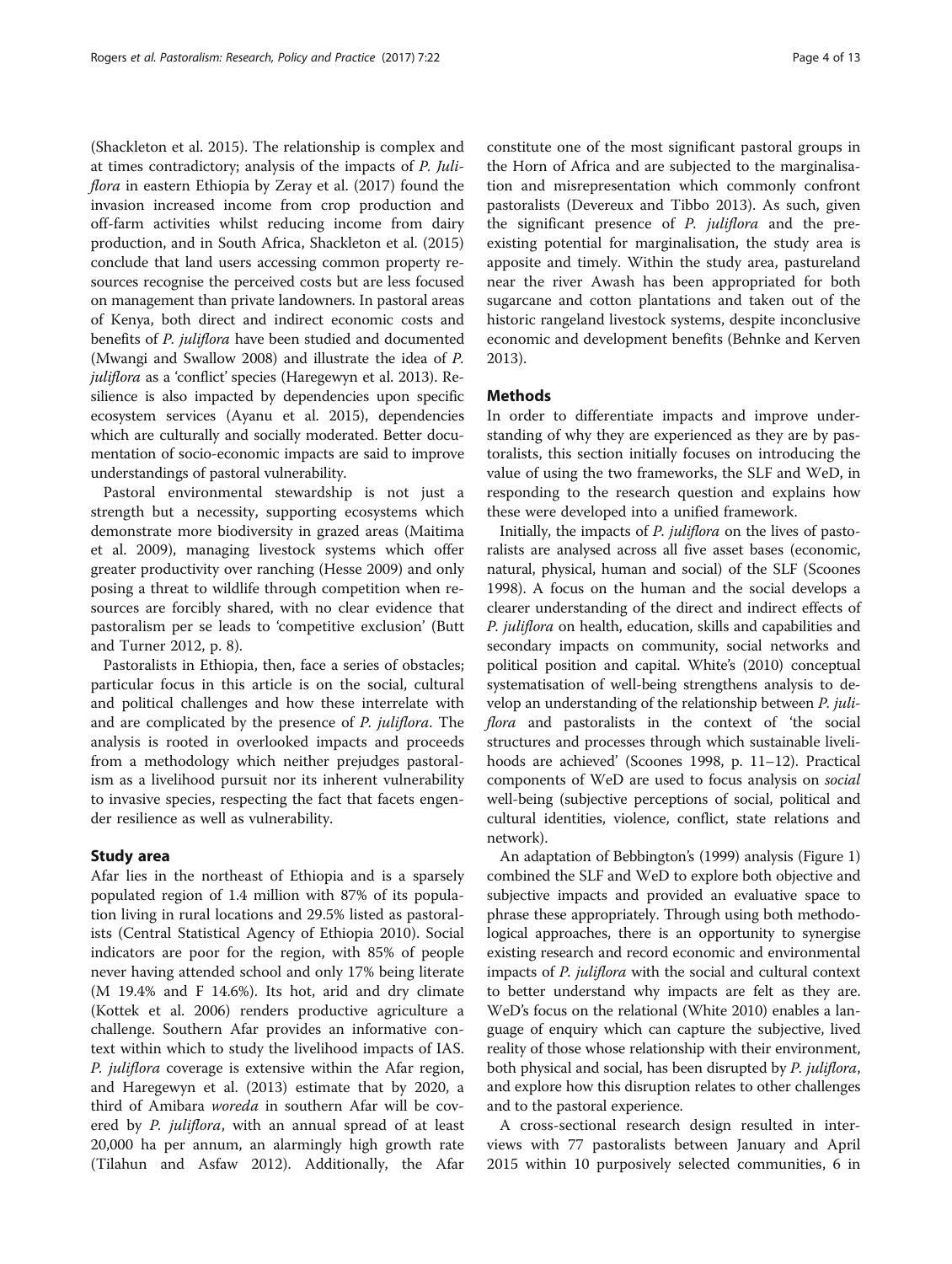(Shackleton et al. 2015). The relationship is complex and at times contradictory; analysis of the impacts of *P. Juliflora* in eastern Ethiopia by Zeray et al. (2017) found the invasion increased income from crop production and off-farm activities whilst reducing income from dairy production, and in South Africa, Shackleton et al. (2015) conclude that land users accessing common property resources recognise the perceived costs but are less focused on management than private landowners. In pastoral areas of Kenya, both direct and indirect economic costs and benefits of *P. juliflora* have been studied and documented (Mwangi and Swallow 2008) and illustrate the idea of *P. juliflora* as a 'conflict' species (Haregewyn et al. 2013). Resilience is also impacted by dependencies upon specific ecosystem services (Ayanu et al. 2015), dependencies which are culturally and socially moderated. Better documentation of socio-economic impacts are said to improve understandings of pastoral vulnerability.

Pastoral environmental stewardship is not just a strength but a necessity, supporting ecosystems which demonstrate more biodiversity in grazed areas (Maitima et al. 2009), managing livestock systems which offer greater productivity over ranching (Hesse 2009) and only posing a threat to wildlife through competition when resources are forcibly shared, with no clear evidence that pastoralism per se leads to 'competitive exclusion' (Butt and Turner 2012, p. 8).

Pastoralists in Ethiopia, then, face a series of obstacles; particular focus in this article is on the social, cultural and political challenges and how these interrelate with and are complicated by the presence of *P. juliflora*. The analysis is rooted in overlooked impacts and proceeds from a methodology which neither prejudges pastoralism as a livelihood pursuit nor its inherent vulnerability to invasive species, respecting the fact that facets engender resilience as well as vulnerability.

## Study area

Afar lies in the northeast of Ethiopia and is a sparsely populated region of 1.4 million with 87% of its population living in rural locations and 29.5% listed as pastoralists (Central Statistical Agency of Ethiopia 2010). Social indicators are poor for the region, with 85% of people never having attended school and only 17% being literate (M 19.4% and F 14.6%). Its hot, arid and dry climate (Kottek et al. 2006) renders productive agriculture a challenge. Southern Afar provides an informative context within which to study the livelihood impacts of IAS. *P. juliflora* coverage is extensive within the Afar region, and Haregewyn et al. (2013) estimate that by 2020, a third of Amibara *woreda* in southern Afar will be covered by *P. juliflora*, with an annual spread of at least 20,000 ha per annum, an alarmingly high growth rate (Tilahun and Asfaw 2012). Additionally, the Afar constitute one of the most significant pastoral groups in the Horn of Africa and are subjected to the marginalisation and misrepresentation which commonly confront pastoralists (Devereux and Tibbo 2013). As such, given the significant presence of *P. juliflora* and the pre-existing potential for marginalisation, the study area is apposite and timely. Within the study area, pastureland near the river Awash has been appropriated for both sugarcane and cotton plantations and taken out of the historic rangeland livestock systems, despite inconclusive economic and development benefits (Behnke and Kerven 2013).

## Methods

In order to differentiate impacts and improve understanding of why they are experienced as they are by pastoralists, this section initially focuses on introducing the value of using the two frameworks, the SLF and WeD, in responding to the research question and explains how these were developed into a unified framework.

Initially, the impacts of *P. juliflora* on the lives of pastoralists are analysed across all five asset bases (economic, natural, physical, human and social) of the SLF (Scoones 1998). A focus on the human and the social develops a clearer understanding of the direct and indirect effects of *P. juliflora* on health, education, skills and capabilities and secondary impacts on community, social networks and political position and capital. White's (2010) conceptual systematisation of well-being strengthens analysis to develop an understanding of the relationship between *P. juliflora* and pastoralists in the context of 'the social structures and processes through which sustainable livelihoods are achieved' (Scoones 1998, p. 11–12). Practical components of WeD are used to focus analysis on *social* well-being (subjective perceptions of social, political and cultural identities, violence, conflict, state relations and network).

An adaptation of Bebbington's (1999) analysis (Figure 1) combined the SLF and WeD to explore both objective and subjective impacts and provided an evaluative space to phrase these appropriately. Through using both methodological approaches, there is an opportunity to synergise existing research and record economic and environmental impacts of *P. juliflora* with the social and cultural context to better understand why impacts are felt as they are. WeD's focus on the relational (White 2010) enables a language of enquiry which can capture the subjective, lived reality of those whose relationship with their environment, both physical and social, has been disrupted by *P. juliflora*, and explore how this disruption relates to other challenges and to the pastoral experience.

A cross-sectional research design resulted in interviews with 77 pastoralists between January and April 2015 within 10 purposively selected communities, 6 in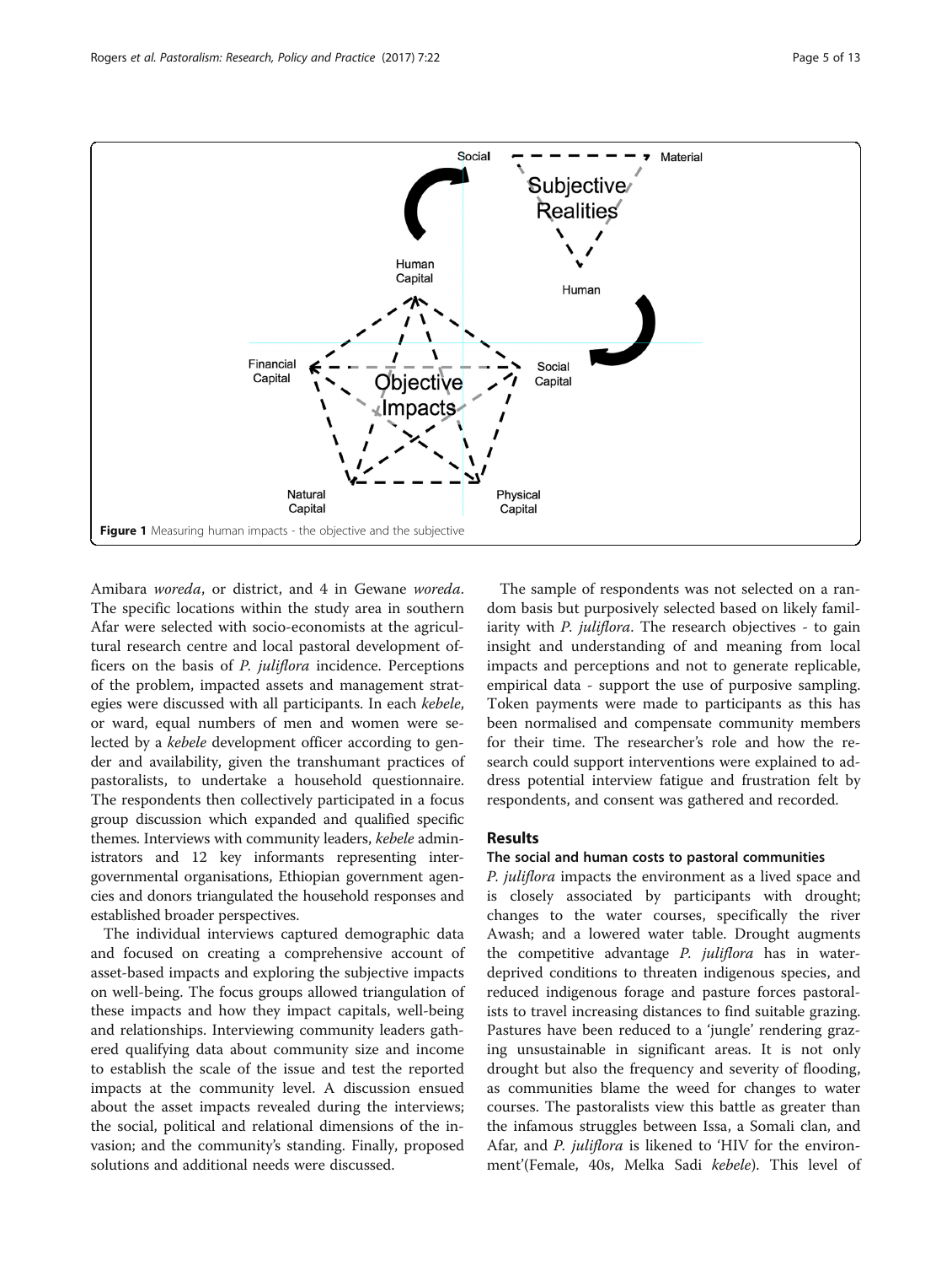Social

Material

Subjective Realities

Human

Human Capital

Financial Capital

Objective Impacts

Social Capital

Natural Capital

Physical Capital

**Figure 1** Measuring human impacts - the objective and the subjective

Amibara *woreda*, or district, and 4 in Gewane *woreda*. The specific locations within the study area in southern Afar were selected with socio-economists at the agricultural research centre and local pastoral development officers on the basis of *P. juliflora* incidence. Perceptions of the problem, impacted assets and management strategies were discussed with all participants. In each *kebele*, or ward, equal numbers of men and women were selected by a *kebele* development officer according to gender and availability, given the transhumant practices of pastoralists, to undertake a household questionnaire. The respondents then collectively participated in a focus group discussion which expanded and qualified specific themes. Interviews with community leaders, *kebele* administrators and 12 key informants representing intergovernmental organisations, Ethiopian government agencies and donors triangulated the household responses and established broader perspectives.

The individual interviews captured demographic data and focused on creating a comprehensive account of asset-based impacts and exploring the subjective impacts on well-being. The focus groups allowed triangulation of these impacts and how they impact capitals, well-being and relationships. Interviewing community leaders gathered qualifying data about community size and income to establish the scale of the issue and test the reported impacts at the community level. A discussion ensued about the asset impacts revealed during the interviews; the social, political and relational dimensions of the invasion; and the community's standing. Finally, proposed solutions and additional needs were discussed.

The sample of respondents was not selected on a random basis but purposively selected based on likely familiarity with *P. juliflora*. The research objectives - to gain insight and understanding of and meaning from local impacts and perceptions and not to generate replicable, empirical data - support the use of purposive sampling. Token payments were made to participants as this has been normalised and compensate community members for their time. The researcher's role and how the research could support interventions were explained to address potential interview fatigue and frustration felt by respondents, and consent was gathered and recorded.

## Results

### The social and human costs to pastoral communities

*P. juliflora* impacts the environment as a lived space and is closely associated by participants with drought; changes to the water courses, specifically the river Awash; and a lowered water table. Drought augments the competitive advantage *P. juliflora* has in water-deprived conditions to threaten indigenous species, and reduced indigenous forage and pasture forces pastoralists to travel increasing distances to find suitable grazing. Pastures have been reduced to a 'jungle' rendering grazing unsustainable in significant areas. It is not only drought but also the frequency and severity of flooding, as communities blame the weed for changes to water courses. The pastoralists view this battle as greater than the infamous struggles between Issa, a Somali clan, and Afar, and *P. juliflora* is likened to 'HIV for the environment'(Female, 40s, Melka Sadi *kebele*). This level of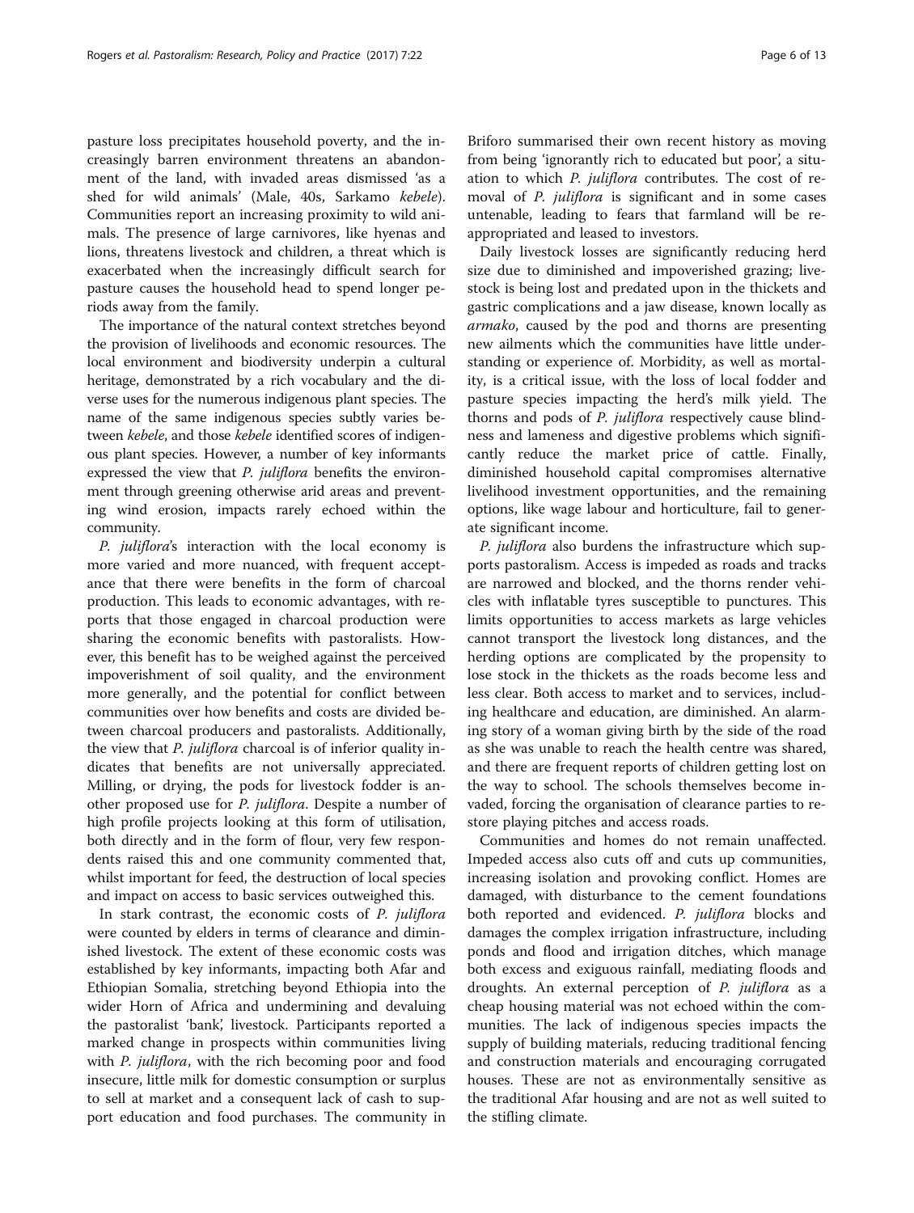pasture loss precipitates household poverty, and the increasingly barren environment threatens an abandonment of the land, with invaded areas dismissed 'as a shed for wild animals' (Male, 40s, Sarkamo *kebele*). Communities report an increasing proximity to wild animals. The presence of large carnivores, like hyenas and lions, threatens livestock and children, a threat which is exacerbated when the increasingly difficult search for pasture causes the household head to spend longer periods away from the family.

The importance of the natural context stretches beyond the provision of livelihoods and economic resources. The local environment and biodiversity underpin a cultural heritage, demonstrated by a rich vocabulary and the diverse uses for the numerous indigenous plant species. The name of the same indigenous species subtly varies between *kebele*, and those *kebele* identified scores of indigenous plant species. However, a number of key informants expressed the view that *P. juliflora* benefits the environment through greening otherwise arid areas and preventing wind erosion, impacts rarely echoed within the community.

*P. juliflora*'s interaction with the local economy is more varied and more nuanced, with frequent acceptance that there were benefits in the form of charcoal production. This leads to economic advantages, with reports that those engaged in charcoal production were sharing the economic benefits with pastoralists. However, this benefit has to be weighed against the perceived impoverishment of soil quality, and the environment more generally, and the potential for conflict between communities over how benefits and costs are divided between charcoal producers and pastoralists. Additionally, the view that *P. juliflora* charcoal is of inferior quality indicates that benefits are not universally appreciated. Milling, or drying, the pods for livestock fodder is another proposed use for *P. juliflora*. Despite a number of high profile projects looking at this form of utilisation, both directly and in the form of flour, very few respondents raised this and one community commented that, whilst important for feed, the destruction of local species and impact on access to basic services outweighed this.

In stark contrast, the economic costs of *P. juliflora* were counted by elders in terms of clearance and diminished livestock. The extent of these economic costs was established by key informants, impacting both Afar and Ethiopian Somalia, stretching beyond Ethiopia into the wider Horn of Africa and undermining and devaluing the pastoralist 'bank', livestock. Participants reported a marked change in prospects within communities living with *P. juliflora*, with the rich becoming poor and food insecure, little milk for domestic consumption or surplus to sell at market and a consequent lack of cash to support education and food purchases. The community in Briforo summarised their own recent history as moving from being 'ignorantly rich to educated but poor', a situation to which *P. juliflora* contributes. The cost of removal of *P. juliflora* is significant and in some cases untenable, leading to fears that farmland will be reappropriated and leased to investors.

Daily livestock losses are significantly reducing herd size due to diminished and impoverished grazing; livestock is being lost and predated upon in the thickets and gastric complications and a jaw disease, known locally as *armako*, caused by the pod and thorns are presenting new ailments which the communities have little understanding or experience of. Morbidity, as well as mortality, is a critical issue, with the loss of local fodder and pasture species impacting the herd's milk yield. The thorns and pods of *P. juliflora* respectively cause blindness and lameness and digestive problems which significantly reduce the market price of cattle. Finally, diminished household capital compromises alternative livelihood investment opportunities, and the remaining options, like wage labour and horticulture, fail to generate significant income.

*P. juliflora* also burdens the infrastructure which supports pastoralism. Access is impeded as roads and tracks are narrowed and blocked, and the thorns render vehicles with inflatable tyres susceptible to punctures. This limits opportunities to access markets as large vehicles cannot transport the livestock long distances, and the herding options are complicated by the propensity to lose stock in the thickets as the roads become less and less clear. Both access to market and to services, including healthcare and education, are diminished. An alarming story of a woman giving birth by the side of the road as she was unable to reach the health centre was shared, and there are frequent reports of children getting lost on the way to school. The schools themselves become invaded, forcing the organisation of clearance parties to restore playing pitches and access roads.

Communities and homes do not remain unaffected. Impeded access also cuts off and cuts up communities, increasing isolation and provoking conflict. Homes are damaged, with disturbance to the cement foundations both reported and evidenced. *P. juliflora* blocks and damages the complex irrigation infrastructure, including ponds and flood and irrigation ditches, which manage both excess and exiguous rainfall, mediating floods and droughts. An external perception of *P. juliflora* as a cheap housing material was not echoed within the communities. The lack of indigenous species impacts the supply of building materials, reducing traditional fencing and construction materials and encouraging corrugated houses. These are not as environmentally sensitive as the traditional Afar housing and are not as well suited to the stifling climate.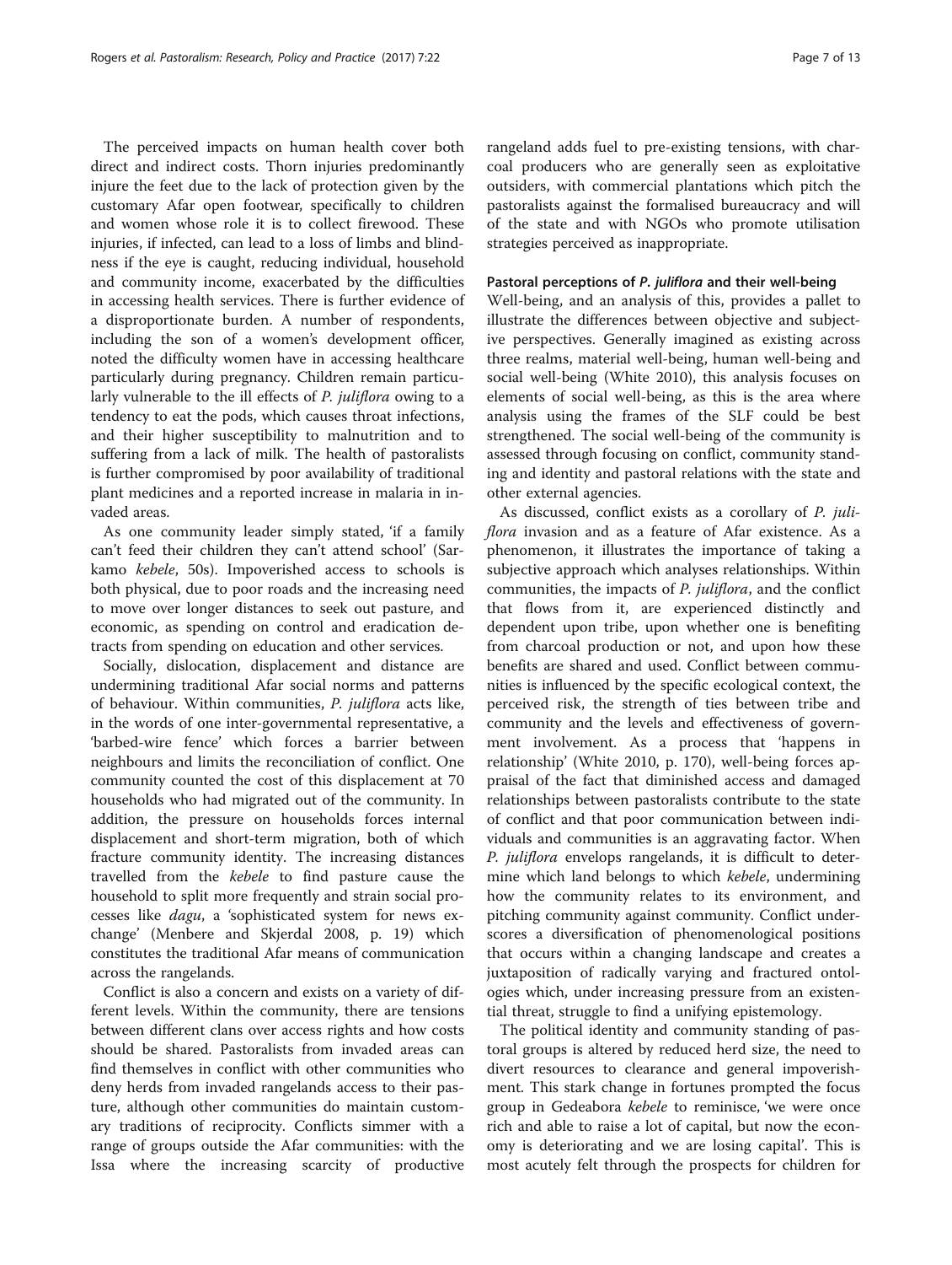The perceived impacts on human health cover both direct and indirect costs. Thorn injuries predominantly injure the feet due to the lack of protection given by the customary Afar open footwear, specifically to children and women whose role it is to collect firewood. These injuries, if infected, can lead to a loss of limbs and blindness if the eye is caught, reducing individual, household and community income, exacerbated by the difficulties in accessing health services. There is further evidence of a disproportionate burden. A number of respondents, including the son of a women's development officer, noted the difficulty women have in accessing healthcare particularly during pregnancy. Children remain particularly vulnerable to the ill effects of *P. juliflora* owing to a tendency to eat the pods, which causes throat infections, and their higher susceptibility to malnutrition and to suffering from a lack of milk. The health of pastoralists is further compromised by poor availability of traditional plant medicines and a reported increase in malaria in invaded areas.

As one community leader simply stated, 'if a family can't feed their children they can't attend school' (Sarkamo *kebele*, 50s). Impoverished access to schools is both physical, due to poor roads and the increasing need to move over longer distances to seek out pasture, and economic, as spending on control and eradication detracts from spending on education and other services.

Socially, dislocation, displacement and distance are undermining traditional Afar social norms and patterns of behaviour. Within communities, *P. juliflora* acts like, in the words of one inter-governmental representative, a 'barbed-wire fence' which forces a barrier between neighbours and limits the reconciliation of conflict. One community counted the cost of this displacement at 70 households who had migrated out of the community. In addition, the pressure on households forces internal displacement and short-term migration, both of which fracture community identity. The increasing distances travelled from the *kebele* to find pasture cause the household to split more frequently and strain social processes like *dagu*, a 'sophisticated system for news exchange' (Menbere and Skjerdal 2008, p. 19) which constitutes the traditional Afar means of communication across the rangelands.

Conflict is also a concern and exists on a variety of different levels. Within the community, there are tensions between different clans over access rights and how costs should be shared. Pastoralists from invaded areas can find themselves in conflict with other communities who deny herds from invaded rangelands access to their pasture, although other communities do maintain customary traditions of reciprocity. Conflicts simmer with a range of groups outside the Afar communities: with the Issa where the increasing scarcity of productive rangeland adds fuel to pre-existing tensions, with charcoal producers who are generally seen as exploitative outsiders, with commercial plantations which pitch the pastoralists against the formalised bureaucracy and will of the state and with NGOs who promote utilisation strategies perceived as inappropriate.

#### Pastoral perceptions of *P. juliflora* and their well-being

Well-being, and an analysis of this, provides a pallet to illustrate the differences between objective and subjective perspectives. Generally imagined as existing across three realms, material well-being, human well-being and social well-being (White 2010), this analysis focuses on elements of social well-being, as this is the area where analysis using the frames of the SLF could be best strengthened. The social well-being of the community is assessed through focusing on conflict, community standing and identity and pastoral relations with the state and other external agencies.

As discussed, conflict exists as a corollary of *P. juliflora* invasion and as a feature of Afar existence. As a phenomenon, it illustrates the importance of taking a subjective approach which analyses relationships. Within communities, the impacts of *P. juliflora*, and the conflict that flows from it, are experienced distinctly and dependent upon tribe, upon whether one is benefiting from charcoal production or not, and upon how these benefits are shared and used. Conflict between communities is influenced by the specific ecological context, the perceived risk, the strength of ties between tribe and community and the levels and effectiveness of government involvement. As a process that 'happens in relationship' (White 2010, p. 170), well-being forces appraisal of the fact that diminished access and damaged relationships between pastoralists contribute to the state of conflict and that poor communication between individuals and communities is an aggravating factor. When *P. juliflora* envelops rangelands, it is difficult to determine which land belongs to which *kebele*, undermining how the community relates to its environment, and pitching community against community. Conflict underscores a diversification of phenomenological positions that occurs within a changing landscape and creates a juxtaposition of radically varying and fractured ontologies which, under increasing pressure from an existential threat, struggle to find a unifying epistemology.

The political identity and community standing of pastoral groups is altered by reduced herd size, the need to divert resources to clearance and general impoverishment. This stark change in fortunes prompted the focus group in Gedeabora *kebele* to reminisce, 'we were once rich and able to raise a lot of capital, but now the economy is deteriorating and we are losing capital'. This is most acutely felt through the prospects for children for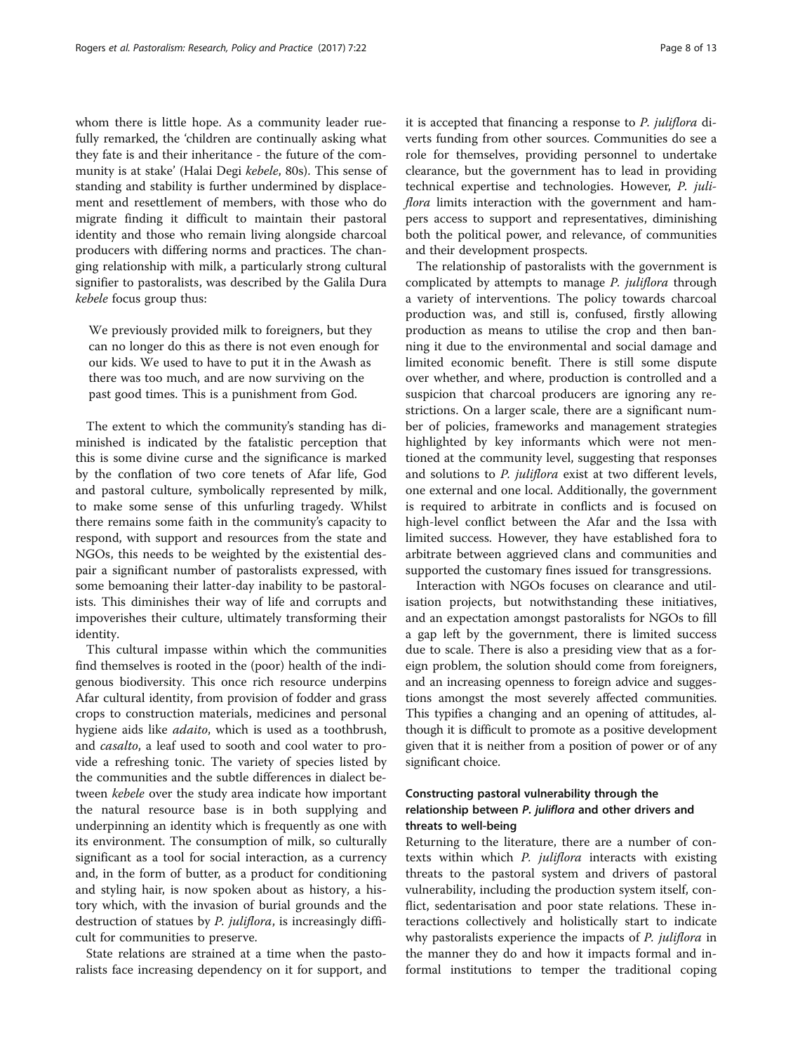whom there is little hope. As a community leader ruefully remarked, the 'children are continually asking what they fate is and their inheritance - the future of the community is at stake' (Halai Degi *kebele*, 80s). This sense of standing and stability is further undermined by displacement and resettlement of members, with those who do migrate finding it difficult to maintain their pastoral identity and those who remain living alongside charcoal producers with differing norms and practices. The changing relationship with milk, a particularly strong cultural signifier to pastoralists, was described by the Galila Dura *kebele* focus group thus:

> We previously provided milk to foreigners, but they can no longer do this as there is not even enough for our kids. We used to have to put it in the Awash as there was too much, and are now surviving on the past good times. This is a punishment from God.

The extent to which the community's standing has diminished is indicated by the fatalistic perception that this is some divine curse and the significance is marked by the conflation of two core tenets of Afar life, God and pastoral culture, symbolically represented by milk, to make some sense of this unfurling tragedy. Whilst there remains some faith in the community's capacity to respond, with support and resources from the state and NGOs, this needs to be weighted by the existential despair a significant number of pastoralists expressed, with some bemoaning their latter-day inability to be pastoralists. This diminishes their way of life and corrupts and impoverishes their culture, ultimately transforming their identity.

This cultural impasse within which the communities find themselves is rooted in the (poor) health of the indigenous biodiversity. This once rich resource underpins Afar cultural identity, from provision of fodder and grass crops to construction materials, medicines and personal hygiene aids like *adaito*, which is used as a toothbrush, and *casalto*, a leaf used to sooth and cool water to provide a refreshing tonic. The variety of species listed by the communities and the subtle differences in dialect between *kebele* over the study area indicate how important the natural resource base is in both supplying and underpinning an identity which is frequently as one with its environment. The consumption of milk, so culturally significant as a tool for social interaction, as a currency and, in the form of butter, as a product for conditioning and styling hair, is now spoken about as history, a history which, with the invasion of burial grounds and the destruction of statues by *P. juliflora*, is increasingly difficult for communities to preserve.

State relations are strained at a time when the pastoralists face increasing dependency on it for support, and it is accepted that financing a response to *P. juliflora* diverts funding from other sources. Communities do see a role for themselves, providing personnel to undertake clearance, but the government has to lead in providing technical expertise and technologies. However, *P. juliflora* limits interaction with the government and hampers access to support and representatives, diminishing both the political power, and relevance, of communities and their development prospects.

The relationship of pastoralists with the government is complicated by attempts to manage *P. juliflora* through a variety of interventions. The policy towards charcoal production was, and still is, confused, firstly allowing production as means to utilise the crop and then banning it due to the environmental and social damage and limited economic benefit. There is still some dispute over whether, and where, production is controlled and a suspicion that charcoal producers are ignoring any restrictions. On a larger scale, there are a significant number of policies, frameworks and management strategies highlighted by key informants which were not mentioned at the community level, suggesting that responses and solutions to *P. juliflora* exist at two different levels, one external and one local. Additionally, the government is required to arbitrate in conflicts and is focused on high-level conflict between the Afar and the Issa with limited success. However, they have established fora to arbitrate between aggrieved clans and communities and supported the customary fines issued for transgressions.

Interaction with NGOs focuses on clearance and utilisation projects, but notwithstanding these initiatives, and an expectation amongst pastoralists for NGOs to fill a gap left by the government, there is limited success due to scale. There is also a presiding view that as a foreign problem, the solution should come from foreigners, and an increasing openness to foreign advice and suggestions amongst the most severely affected communities. This typifies a changing and an opening of attitudes, although it is difficult to promote as a positive development given that it is neither from a position of power or of any significant choice.

## Constructing pastoral vulnerability through the relationship between *P. juliflora* and other drivers and threats to well-being

Returning to the literature, there are a number of contexts within which *P. juliflora* interacts with existing threats to the pastoral system and drivers of pastoral vulnerability, including the production system itself, conflict, sedentarisation and poor state relations. These interactions collectively and holistically start to indicate why pastoralists experience the impacts of *P. juliflora* in the manner they do and how it impacts formal and informal institutions to temper the traditional coping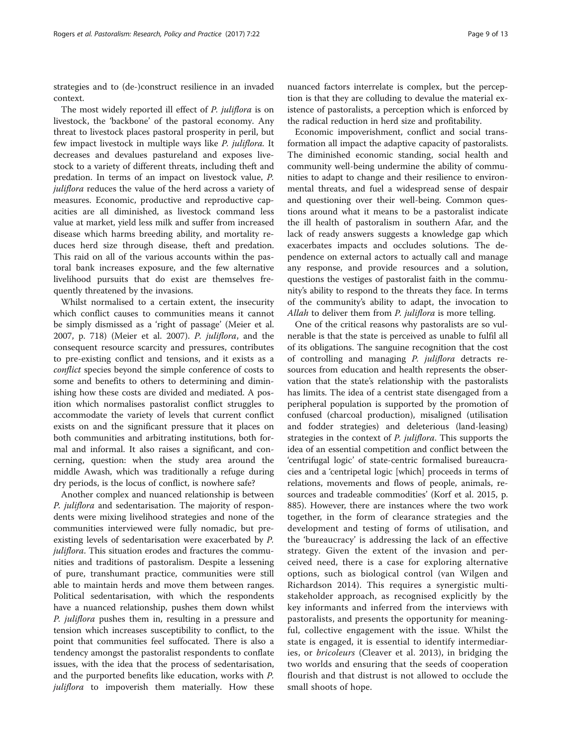strategies and to (de-)construct resilience in an invaded context.

The most widely reported ill effect of *P. juliflora* is on livestock, the 'backbone' of the pastoral economy. Any threat to livestock places pastoral prosperity in peril, but few impact livestock in multiple ways like *P. juliflora*. It decreases and devalues pastureland and exposes livestock to a variety of different threats, including theft and predation. In terms of an impact on livestock value, *P. juliflora* reduces the value of the herd across a variety of measures. Economic, productive and reproductive capacities are all diminished, as livestock command less value at market, yield less milk and suffer from increased disease which harms breeding ability, and mortality reduces herd size through disease, theft and predation. This raid on all of the various accounts within the pastoral bank increases exposure, and the few alternative livelihood pursuits that do exist are themselves frequently threatened by the invasions.

Whilst normalised to a certain extent, the insecurity which conflict causes to communities means it cannot be simply dismissed as a 'right of passage' (Meier et al. 2007, p. 718) (Meier et al. 2007). *P. juliflora*, and the consequent resource scarcity and pressures, contributes to pre-existing conflict and tensions, and it exists as a *conflict* species beyond the simple conference of costs to some and benefits to others to determining and diminishing how these costs are divided and mediated. A position which normalises pastoralist conflict struggles to accommodate the variety of levels that current conflict exists on and the significant pressure that it places on both communities and arbitrating institutions, both formal and informal. It also raises a significant, and concerning, question: when the study area around the middle Awash, which was traditionally a refuge during dry periods, is the locus of conflict, is nowhere safe?

Another complex and nuanced relationship is between *P. juliflora* and sedentarisation. The majority of respondents were mixing livelihood strategies and none of the communities interviewed were fully nomadic, but pre-existing levels of sedentarisation were exacerbated by *P. juliflora*. This situation erodes and fractures the communities and traditions of pastoralism. Despite a lessening of pure, transhumant practice, communities were still able to maintain herds and move them between ranges. Political sedentarisation, with which the respondents have a nuanced relationship, pushes them down whilst *P. juliflora* pushes them in, resulting in a pressure and tension which increases susceptibility to conflict, to the point that communities feel suffocated. There is also a tendency amongst the pastoralist respondents to conflate issues, with the idea that the process of sedentarisation, and the purported benefits like education, works with *P. juliflora* to impoverish them materially. How these nuanced factors interrelate is complex, but the perception is that they are colluding to devalue the material existence of pastoralists, a perception which is enforced by the radical reduction in herd size and profitability.

Economic impoverishment, conflict and social transformation all impact the adaptive capacity of pastoralists. The diminished economic standing, social health and community well-being undermine the ability of communities to adapt to change and their resilience to environmental threats, and fuel a widespread sense of despair and questioning over their well-being. Common questions around what it means to be a pastoralist indicate the ill health of pastoralism in southern Afar, and the lack of ready answers suggests a knowledge gap which exacerbates impacts and occludes solutions. The dependence on external actors to actually call and manage any response, and provide resources and a solution, questions the vestiges of pastoralist faith in the community's ability to respond to the threats they face. In terms of the community's ability to adapt, the invocation to *Allah* to deliver them from *P. juliflora* is more telling.

One of the critical reasons why pastoralists are so vulnerable is that the state is perceived as unable to fulfil all of its obligations. The sanguine recognition that the cost of controlling and managing *P. juliflora* detracts resources from education and health represents the observation that the state's relationship with the pastoralists has limits. The idea of a centrist state disengaged from a peripheral population is supported by the promotion of confused (charcoal production), misaligned (utilisation and fodder strategies) and deleterious (land-leasing) strategies in the context of *P. juliflora*. This supports the idea of an essential competition and conflict between the 'centrifugal logic' of state-centric formalised bureaucracies and a 'centripetal logic [which] proceeds in terms of relations, movements and flows of people, animals, resources and tradeable commodities' (Korf et al. 2015, p. 885). However, there are instances where the two work together, in the form of clearance strategies and the development and testing of forms of utilisation, and the 'bureaucracy' is addressing the lack of an effective strategy. Given the extent of the invasion and perceived need, there is a case for exploring alternative options, such as biological control (van Wilgen and Richardson 2014). This requires a synergistic multi-stakeholder approach, as recognised explicitly by the key informants and inferred from the interviews with pastoralists, and presents the opportunity for meaningful, collective engagement with the issue. Whilst the state is engaged, it is essential to identify intermediaries, or *bricoleurs* (Cleaver et al. 2013), in bridging the two worlds and ensuring that the seeds of cooperation flourish and that distrust is not allowed to occlude the small shoots of hope.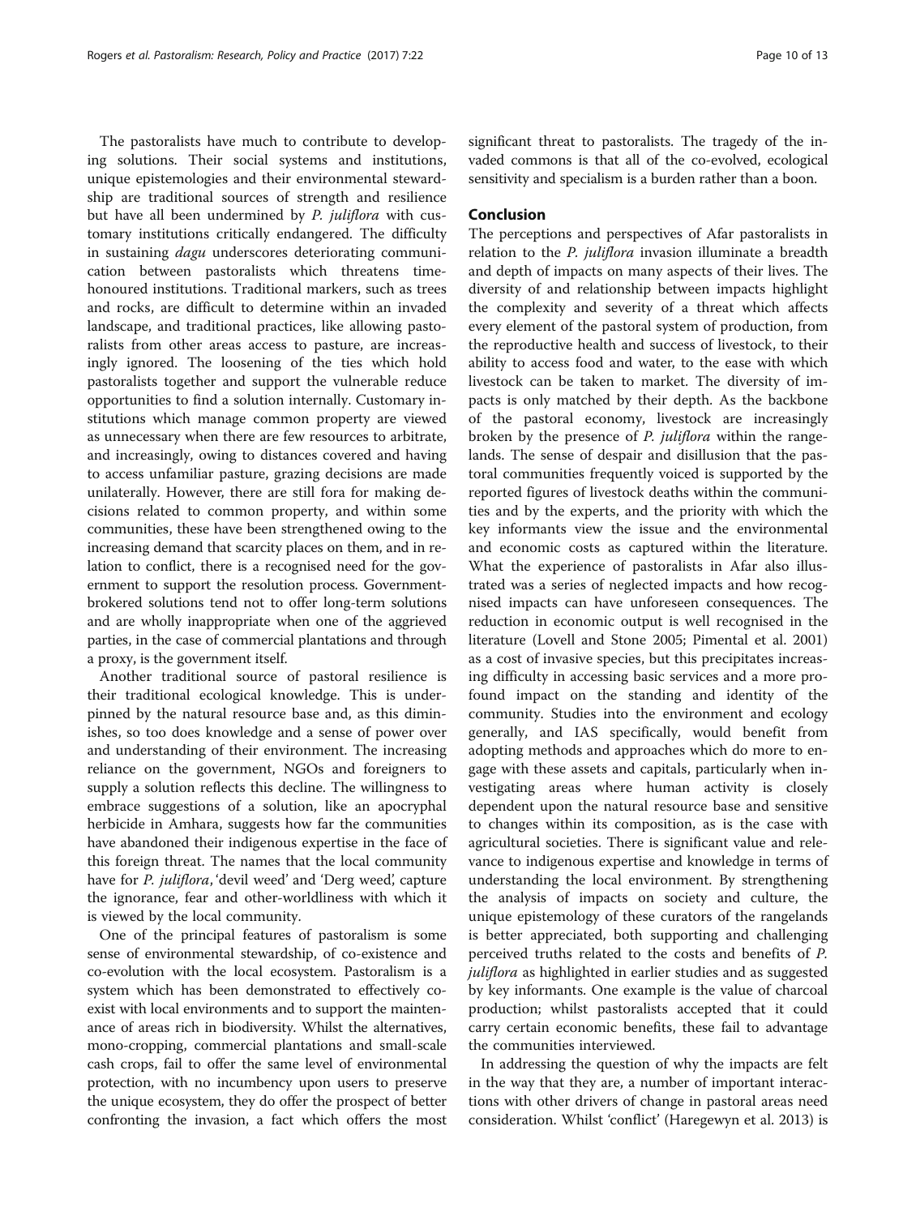The pastoralists have much to contribute to developing solutions. Their social systems and institutions, unique epistemologies and their environmental stewardship are traditional sources of strength and resilience but have all been undermined by *P. juliflora* with customary institutions critically endangered. The difficulty in sustaining *dagu* underscores deteriorating communication between pastoralists which threatens time-honoured institutions. Traditional markers, such as trees and rocks, are difficult to determine within an invaded landscape, and traditional practices, like allowing pastoralists from other areas access to pasture, are increasingly ignored. The loosening of the ties which hold pastoralists together and support the vulnerable reduce opportunities to find a solution internally. Customary institutions which manage common property are viewed as unnecessary when there are few resources to arbitrate, and increasingly, owing to distances covered and having to access unfamiliar pasture, grazing decisions are made unilaterally. However, there are still fora for making decisions related to common property, and within some communities, these have been strengthened owing to the increasing demand that scarcity places on them, and in relation to conflict, there is a recognised need for the government to support the resolution process. Government-brokered solutions tend not to offer long-term solutions and are wholly inappropriate when one of the aggrieved parties, in the case of commercial plantations and through a proxy, is the government itself.

Another traditional source of pastoral resilience is their traditional ecological knowledge. This is underpinned by the natural resource base and, as this diminishes, so too does knowledge and a sense of power over and understanding of their environment. The increasing reliance on the government, NGOs and foreigners to supply a solution reflects this decline. The willingness to embrace suggestions of a solution, like an apocryphal herbicide in Amhara, suggests how far the communities have abandoned their indigenous expertise in the face of this foreign threat. The names that the local community have for *P. juliflora*, 'devil weed' and 'Derg weed', capture the ignorance, fear and other-worldliness with which it is viewed by the local community.

One of the principal features of pastoralism is some sense of environmental stewardship, of co-existence and co-evolution with the local ecosystem. Pastoralism is a system which has been demonstrated to effectively co-exist with local environments and to support the maintenance of areas rich in biodiversity. Whilst the alternatives, mono-cropping, commercial plantations and small-scale cash crops, fail to offer the same level of environmental protection, with no incumbency upon users to preserve the unique ecosystem, they do offer the prospect of better confronting the invasion, a fact which offers the most significant threat to pastoralists. The tragedy of the invaded commons is that all of the co-evolved, ecological sensitivity and specialism is a burden rather than a boon.

## Conclusion

The perceptions and perspectives of Afar pastoralists in relation to the *P. juliflora* invasion illuminate a breadth and depth of impacts on many aspects of their lives. The diversity of and relationship between impacts highlight the complexity and severity of a threat which affects every element of the pastoral system of production, from the reproductive health and success of livestock, to their ability to access food and water, to the ease with which livestock can be taken to market. The diversity of impacts is only matched by their depth. As the backbone of the pastoral economy, livestock are increasingly broken by the presence of *P. juliflora* within the rangelands. The sense of despair and disillusion that the pastoral communities frequently voiced is supported by the reported figures of livestock deaths within the communities and by the experts, and the priority with which the key informants view the issue and the environmental and economic costs as captured within the literature. What the experience of pastoralists in Afar also illustrated was a series of neglected impacts and how recognised impacts can have unforeseen consequences. The reduction in economic output is well recognised in the literature (Lovell and Stone 2005; Pimental et al. 2001) as a cost of invasive species, but this precipitates increasing difficulty in accessing basic services and a more profound impact on the standing and identity of the community. Studies into the environment and ecology generally, and IAS specifically, would benefit from adopting methods and approaches which do more to engage with these assets and capitals, particularly when investigating areas where human activity is closely dependent upon the natural resource base and sensitive to changes within its composition, as is the case with agricultural societies. There is significant value and relevance to indigenous expertise and knowledge in terms of understanding the local environment. By strengthening the analysis of impacts on society and culture, the unique epistemology of these curators of the rangelands is better appreciated, both supporting and challenging perceived truths related to the costs and benefits of *P. juliflora* as highlighted in earlier studies and as suggested by key informants. One example is the value of charcoal production; whilst pastoralists accepted that it could carry certain economic benefits, these fail to advantage the communities interviewed.

In addressing the question of why the impacts are felt in the way that they are, a number of important interactions with other drivers of change in pastoral areas need consideration. Whilst 'conflict' (Haregewyn et al. 2013) is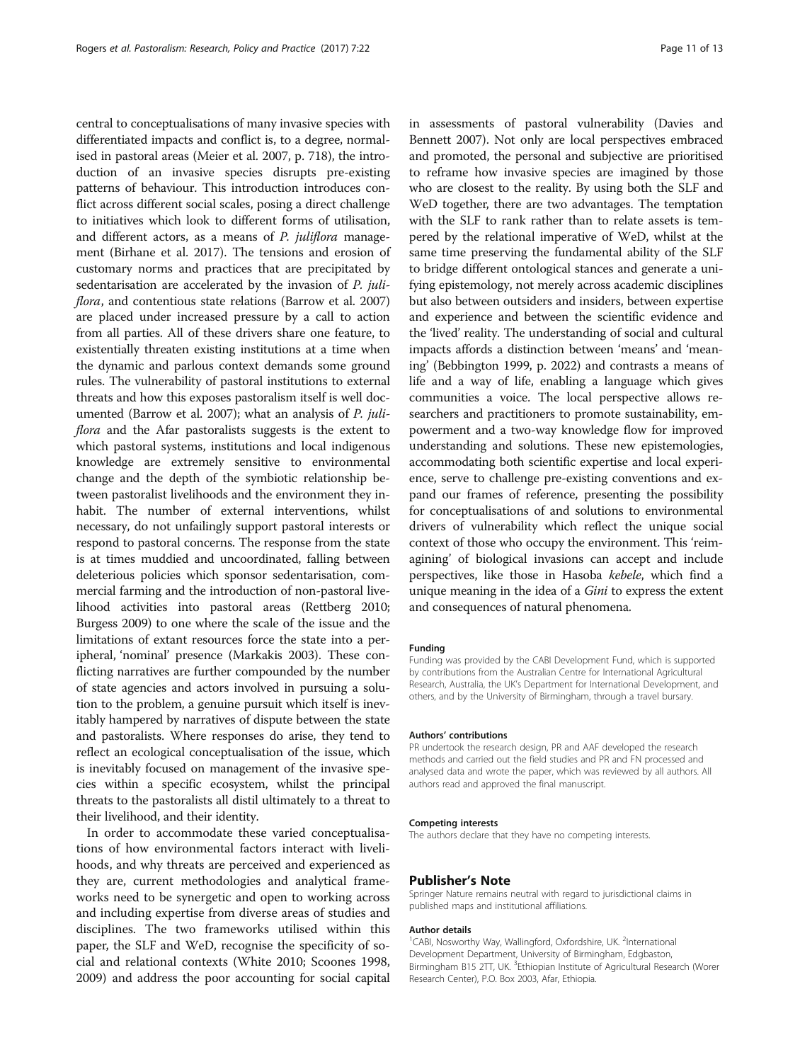central to conceptualisations of many invasive species with differentiated impacts and conflict is, to a degree, normalised in pastoral areas (Meier et al. 2007, p. 718), the introduction of an invasive species disrupts pre-existing patterns of behaviour. This introduction introduces conflict across different social scales, posing a direct challenge to initiatives which look to different forms of utilisation, and different actors, as a means of *P. juliflora* management (Birhane et al. 2017). The tensions and erosion of customary norms and practices that are precipitated by sedentarisation are accelerated by the invasion of *P. juliflora*, and contentious state relations (Barrow et al. 2007) are placed under increased pressure by a call to action from all parties. All of these drivers share one feature, to existentially threaten existing institutions at a time when the dynamic and parlous context demands some ground rules. The vulnerability of pastoral institutions to external threats and how this exposes pastoralism itself is well documented (Barrow et al. 2007); what an analysis of *P. juliflora* and the Afar pastoralists suggests is the extent to which pastoral systems, institutions and local indigenous knowledge are extremely sensitive to environmental change and the depth of the symbiotic relationship between pastoralist livelihoods and the environment they inhabit. The number of external interventions, whilst necessary, do not unfailingly support pastoral interests or respond to pastoral concerns. The response from the state is at times muddied and uncoordinated, falling between deleterious policies which sponsor sedentarisation, commercial farming and the introduction of non-pastoral livelihood activities into pastoral areas (Rettberg 2010; Burgess 2009) to one where the scale of the issue and the limitations of extant resources force the state into a peripheral, 'nominal' presence (Markakis 2003). These conflicting narratives are further compounded by the number of state agencies and actors involved in pursuing a solution to the problem, a genuine pursuit which itself is inevitably hampered by narratives of dispute between the state and pastoralists. Where responses do arise, they tend to reflect an ecological conceptualisation of the issue, which is inevitably focused on management of the invasive species within a specific ecosystem, whilst the principal threats to the pastoralists all distil ultimately to a threat to their livelihood, and their identity.

In order to accommodate these varied conceptualisations of how environmental factors interact with livelihoods, and why threats are perceived and experienced as they are, current methodologies and analytical frameworks need to be synergetic and open to working across and including expertise from diverse areas of studies and disciplines. The two frameworks utilised within this paper, the SLF and WeD, recognise the specificity of social and relational contexts (White 2010; Scoones 1998, 2009) and address the poor accounting for social capital in assessments of pastoral vulnerability (Davies and Bennett 2007). Not only are local perspectives embraced and promoted, the personal and subjective are prioritised to reframe how invasive species are imagined by those who are closest to the reality. By using both the SLF and WeD together, there are two advantages. The temptation with the SLF to rank rather than to relate assets is tempered by the relational imperative of WeD, whilst at the same time preserving the fundamental ability of the SLF to bridge different ontological stances and generate a unifying epistemology, not merely across academic disciplines but also between outsiders and insiders, between expertise and experience and between the scientific evidence and the 'lived' reality. The understanding of social and cultural impacts affords a distinction between 'means' and 'meaning' (Bebbington 1999, p. 2022) and contrasts a means of life and a way of life, enabling a language which gives communities a voice. The local perspective allows researchers and practitioners to promote sustainability, empowerment and a two-way knowledge flow for improved understanding and solutions. These new epistemologies, accommodating both scientific expertise and local experience, serve to challenge pre-existing conventions and expand our frames of reference, presenting the possibility for conceptualisations of and solutions to environmental drivers of vulnerability which reflect the unique social context of those who occupy the environment. This 'reimagining' of biological invasions can accept and include perspectives, like those in Hasoba *kebele*, which find a unique meaning in the idea of a *Gini* to express the extent and consequences of natural phenomena.

#### Funding

Funding was provided by the CABI Development Fund, which is supported by contributions from the Australian Centre for International Agricultural Research, Australia, the UK's Department for International Development, and others, and by the University of Birmingham, through a travel bursary.

#### Authors' contributions

PR undertook the research design, PR and AAF developed the research methods and carried out the field studies and PR and FN processed and analysed data and wrote the paper, which was reviewed by all authors. All authors read and approved the final manuscript.

#### Competing interests

The authors declare that they have no competing interests.

## Publisher's Note

Springer Nature remains neutral with regard to jurisdictional claims in published maps and institutional affiliations.

#### Author details

[1]CABI, Nosworthy Way, Wallingford, Oxfordshire, UK. [2]International Development Department, University of Birmingham, Edgbaston, Birmingham B15 2TT, UK. [3]Ethiopian Institute of Agricultural Research (Worer Research Center), P.O. Box 2003, Afar, Ethiopia.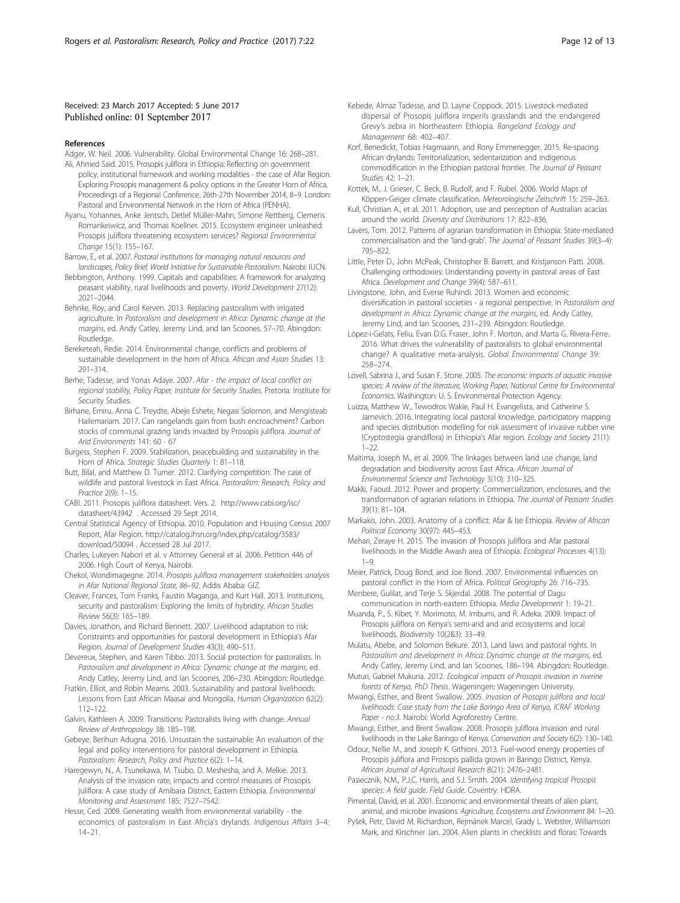Received: 23 March 2017 Accepted: 5 June 2017
Published online: 01 September 2017

## References

Adger, W. Neil. 2006. Vulnerability. Global Environmental Change 16: 268–281.

Ali, Ahmed Said. 2015. Prosopis juliflora in Ethiopia: Reflecting on government policy, institutional framework and working modalities - the case of Afar Region. Exploring Prosopis management & policy options in the Greater Horn of Africa, Proceedings of a Regional Conference, 26th-27th November 2014, 8–9. London: Pastoral and Environmental Network in the Horn of Africa (PENHA).

Ayanu, Yohannes, Anke Jentsch, Detlef Müller-Mahn, Simone Rettberg, Clemens Romankeiwicz, and Thomas Koellner. 2015. Ecosystem engineer unleashed: Prosopis juliflora threatening ecosystem services? *Regional Environmental Change* 15(1): 155–167.

Barrow, E., et al. 2007. *Pastoral institutions for managing natural resources and landscapes, Policy Brief, World Initiative for Sustainable Pastoralism*. Nairobi: IUCN.

Bebbington, Anthony. 1999. Capitals and capabilities: A framework for analyzing peasant viability, rural livelihoods and poverty. *World Development* 27(12): 2021–2044.

Behnke, Roy, and Carol Kerven. 2013. Replacing pastoralism with irrigated agriculture. In *Pastoralism and development in Africa: Dynamic change at the margins*, ed. Andy Catley, Jeremy Lind, and Ian Scoones, 57–70. Abingdon: Routledge.

Bereketeah, Redie. 2014. Environmental change, conflicts and problems of sustainable development in the horn of Africa. *African and Asian Studies* 13: 291–314.

Berhe, Tadesse, and Yonas Adaye. 2007. *Afar - the impact of local conflict on regional stability, Policy Paper, Institute for Security Studies*. Pretoria: Institute for Security Studies.

Birhane, Emiru, Anna C. Treydte, Abeje Eshete, Negasi Solomon, and Mengisteab Hailemariam. 2017. Can rangelands gain from bush encroachment? Carbon stocks of communal grazing lands invaded by Prosopis juliflora. *Journal of Arid Environments* 141: 60 - 67

Burgess, Stephen F. 2009. Stabilization, peacebuilding and sustainability in the Horn of Africa. *Strategic Studies Quarterly* 1: 81–118.

Butt, Bilal, and Matthew D. Turner. 2012. Clarifying competition: The case of wildlife and pastoral livestock in East Africa. *Pastoralism: Research, Policy and Practice* 2(9): 1–15.

CABI. 2011. Prosopis juliflora datasheet. Vers. 2. http://www.cabi.org/isc/datasheet/43942 . Accessed 29 Sept 2014.

Central Statistical Agency of Ethiopia. 2010. Population and Housing Census 2007 Report, Afar Region. http://catalog.ihsn.org/index.php/catalog/3583/download/50094 . Accessed 28 Jul 2017.

Charles, Lukeyen Nabori et al. v Attorney General et al. 2006. Petition 446 of 2006. High Court of Kenya, Nairobi.

Chekol, Wondimagegne. 2014. *Prosopis juliflora management stakeholders analysis in Afar National Regional State, 86–92*. Addis Ababa: GIZ.

Cleaver, Frances, Tom Franks, Faustin Maganga, and Kurt Hall. 2013. Institutions, security and pastoralism: Exploring the limits of hybridity. *African Studies Review* 56(3): 165–189.

Davies, Jonathon, and Richard Bennett. 2007. Livelihood adaptation to risk: Constraints and opportunities for pastoral development in Ethiopia's Afar Region. *Journal of Development Studies* 43(3): 490–511.

Devereux, Stephen, and Karen Tibbo. 2013. Social protection for pastoralists. In *Pastoralism and development in Africa: Dynamic change at the margins*, ed. Andy Catley, Jeremy Lind, and Ian Scoones, 206–230. Abingdon: Routledge.

Fratkin, Elliot, and Robin Mearns. 2003. Sustainability and pastoral livelihoods: Lessons from East African Maasai and Mongolia. *Human Organization* 62(2): 112–122.

Galvin, Kathleen A. 2009. Transitions: Pastoralists living with change. *Annual Review of Anthropology* 38: 185–198.

Gebeye, Berihun Adugna. 2016. Unsustain the sustainable: An evaluation of the legal and policy interventions for pastoral development in Ethiopia. *Pastoralism: Research, Policy and Practice* 6(2): 1–14.

Haregewyn, N., A. Tsunekawa, M. Tsubo, D. Meshesha, and A. Melkie. 2013. Analysis of the invasion rate, impacts and control measures of Prosopis juliflora: A case study of Amibara District, Eastern Ethiopia. *Environmental Monitoring and Assessment* 185: 7527–7542.

Hesse, Ced. 2009. Generating wealth from environmental variability - the economics of pastoralism in East Afrcia's drylands. *Indigenous Affairs* 3–4: 14–21.

Kebede, Almaz Tadesse, and D. Layne Coppock. 2015. Livestock-mediated dispersal of Prosopis juliflora imperils grasslands and the endangered Grevy's zebra in Northeastern Ethiopia. *Rangeland Ecology and Management* 68: 402–407.

Korf, Benedickt, Tobias Hagmaann, and Rony Emmenegger. 2015. Re-spacing African drylands: Territorialization, sedentarization and indigenous commodification in the Ethiopian pastoral frontier. *The Journal of Peasant Studies* 42: 1–21.

Kottek, M., J. Grieser, C. Beck, B. Rudolf, and F. Rubel. 2006. World Maps of Köppen-Geiger climate classification. *Meteorologische Zeitschrift* 15: 259–263.

Kull, Christian A., et al. 2011. Adoption, use and perception of Australian acacias around the world. *Diversity and Distributions* 17: 822–836.

Lavers, Tom. 2012. Patterns of agrarian transformation in Ethiopia: State-mediated commercialisation and the 'land-grab'. *The Journal of Peasant Studies* 39(3–4): 795–822.

Little, Peter D., John McPeak, Christopher B. Barrett, and Kristjanson Patti. 2008. Challenging orthodoxies: Understanding poverty in pastoral areas of East Africa. *Development and Change* 39(4): 587–611.

Livingstone, John, and Everse Ruhindi. 2013. Women and economic diversification in pastoral societies - a regional perspective. In *Pastoralism and development in Africa: Dynamic change at the margins*, ed. Andy Catley, Jeremy Lind, and Ian Scoones, 231–239. Abingdon: Routledge.

López-i-Gelats, Feliu, Evan D.G. Fraser, John F. Morton, and Marta G. Rivera-Ferre. 2016. What drives the vulnerability of pastoralists to global environmental change? A qualitative meta-analysis. *Global Environmental Change* 39: 258–274.

Lovell, Sabrina J., and Susan F. Stone. 2005. *The economic impacts of aquatic invasive species: A review of the literature, Working Paper, National Centre for Environmental Economics*. Washington: U. S. Environmental Protection Agency.

Luizza, Matthew W., Tewodros Wakie, Paul H. Evangelista, and Catherine S. Jarnevich. 2016. Integrating local pastoral knowledge, participatory mapping and species distribution modelling for risk assessment of invasive rubber vine (Cryptostegia grandiflora) in Ethiopia's Afar region. *Ecology and Society* 21(1): 1–22.

Maitima, Joseph M., et al. 2009. The linkages between land use change, land degradation and biodiversity across East Africa. *African Journal of Environmental Science and Technology* 3(10): 310–325.

Makki, Faoud. 2012. Power and property: Commercialization, enclosures, and the transformation of agrarian relations in Ethiopia. *The Journal of Peasant Studies* 39(1): 81–104.

Markakis, John. 2003. Anatomy of a conflict: Afar & Ise Ethiopia. *Review of African Political Economy* 30(97): 445–453.

Mehari, Zeraye H. 2015. The invasion of Prosopis juliflora and Afar pastoral livelihoods in the Middle Awash area of Ethiopia. *Ecological Processes* 4(13): 1–9.

Meier, Patrick, Doug Bond, and Joe Bond. 2007. Environmental influences on pastoral conflict in the Horn of Africa. *Political Geography* 26: 716–735.

Menbere, Gulilat, and Terje S. Skjerdal. 2008. The potential of Dagu communication in north-eastern Ethiopia. *Media Development* 1: 19–21.

Muanda, P., S. Kibet, Y. Morimoto, M. Imbumi, and R. Adeka. 2009. Impact of Prosopis juliflora on Kenya's semi-arid and arid ecosystems and local livelihoods. *Biodiversity* 10(2&3): 33–49.

Mulatu, Abebe, and Solomon Bekure. 2013. Land laws and pastoral rights. In *Pastoralism and development in Africa: Dynamic change at the margins*, ed. Andy Catley, Jeremy Lind, and Ian Scoones, 186–194. Abingdon: Routledge.

Muturi, Gabriel Mukuria. 2012. *Ecological impacts of Prosopis invasion in riverine forests of Kenya, PhD Thesis*. Wageningen: Wageningen University.

Mwangi, Esther, and Brent Swallow. 2005. *Invasion of Prosopis juliflora and local livelihoods: Case study from the Lake Baringo Area of Kenya, ICRAF Working Paper - no.3*. Nairobi: World Agroforestry Centre.

Mwangi, Esther, and Brent Swallow. 2008. Prosopis juliflora invasion and rural livelihoods in the Lake Baringo of Kenya. *Conservation and Society* 6(2): 130–140.

Odour, Nellie M., and Joseph K. Githioni. 2013. Fuel-wood energy properties of Prosopis juliflora and Prosopis pallida grown in Baringo District, Kenya. *African Journal of Agricultural Research* 8(21): 2476–2481.

Pasiecznik, N.M., P.J.C. Harris, and S.J. Smith. 2004. *Identifying tropical Prosopis species: A field guide. Field Guide*. Coventry: HDRA.

Pimental, David, et al. 2001. Economic and environmental threats of alien plant, animal, and microbe invasions. *Agriculture, Ecosystems and Environment* 84: 1–20.

Pyšek, Petr, David M. Richardson, Rejmánek Marcel, Grady L. Webster, Williamson Mark, and Kirschner Jan. 2004. Alien plants in checklists and floras: Towards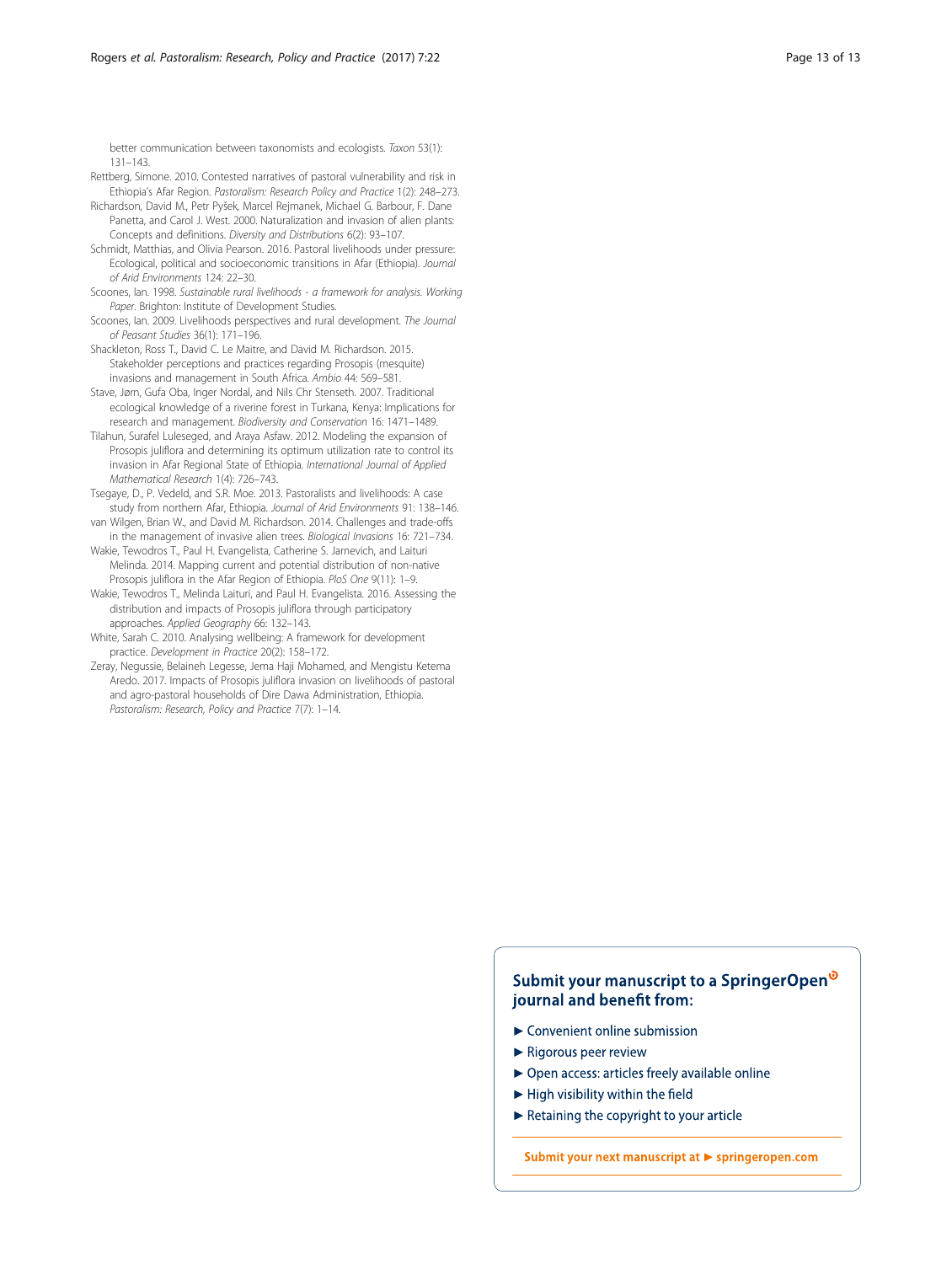better communication between taxonomists and ecologists. *Taxon* 53(1): 131–143.

Rettberg, Simone. 2010. Contested narratives of pastoral vulnerability and risk in Ethiopia's Afar Region. *Pastoralism: Research Policy and Practice* 1(2): 248–273.

Richardson, David M., Petr Pyšek, Marcel Rejmanek, Michael G. Barbour, F. Dane Panetta, and Carol J. West. 2000. Naturalization and invasion of alien plants: Concepts and definitions. *Diversity and Distributions* 6(2): 93–107.

Schmidt, Matthias, and Olivia Pearson. 2016. Pastoral livelihoods under pressure: Ecological, political and socioeconomic transitions in Afar (Ethiopia). *Journal of Arid Environments* 124: 22–30.

Scoones, Ian. 1998. *Sustainable rural livelihoods - a framework for analysis. Working Paper*. Brighton: Institute of Development Studies.

Scoones, Ian. 2009. Livelihoods perspectives and rural development. *The Journal of Peasant Studies* 36(1): 171–196.

Shackleton, Ross T., David C. Le Maitre, and David M. Richardson. 2015. Stakeholder perceptions and practices regarding Prosopis (mesquite) invasions and management in South Africa. *Ambio* 44: 569–581.

Stave, Jørn, Gufa Oba, Inger Nordal, and Nils Chr Stenseth. 2007. Traditional ecological knowledge of a riverine forest in Turkana, Kenya: Implications for research and management. *Biodiversity and Conservation* 16: 1471–1489.

Tilahun, Surafel Luleseged, and Araya Asfaw. 2012. Modeling the expansion of Prosopis juliflora and determining its optimum utilization rate to control its invasion in Afar Regional State of Ethiopia. *International Journal of Applied Mathematical Research* 1(4): 726–743.

Tsegaye, D., P. Vedeld, and S.R. Moe. 2013. Pastoralists and livelihoods: A case study from northern Afar, Ethiopia. *Journal of Arid Environments* 91: 138–146.

van Wilgen, Brian W., and David M. Richardson. 2014. Challenges and trade-offs in the management of invasive alien trees. *Biological Invasions* 16: 721–734.

Wakie, Tewodros T., Paul H. Evangelista, Catherine S. Jarnevich, and Laituri Melinda. 2014. Mapping current and potential distribution of non-native Prosopis juliflora in the Afar Region of Ethiopia. *PloS One* 9(11): 1–9.

Wakie, Tewodros T., Melinda Laituri, and Paul H. Evangelista. 2016. Assessing the distribution and impacts of Prosopis juliflora through participatory approaches. *Applied Geography* 66: 132–143.

White, Sarah C. 2010. Analysing wellbeing: A framework for development practice. *Development in Practice* 20(2): 158–172.

Zeray, Negussie, Belaineh Legesse, Jema Haji Mohamed, and Mengistu Ketema Aredo. 2017. Impacts of Prosopis juliflora invasion on livelihoods of pastoral and agro-pastoral households of Dire Dawa Administration, Ethiopia. *Pastoralism: Research, Policy and Practice* 7(7): 1–14.

**Submit your manuscript to a SpringerOpen journal and benefit from:**

- ► Convenient online submission
- ► Rigorous peer review
- ► Open access: articles freely available online
- ► High visibility within the field
- ► Retaining the copyright to your article

**Submit your next manuscript at ► springeropen.com**